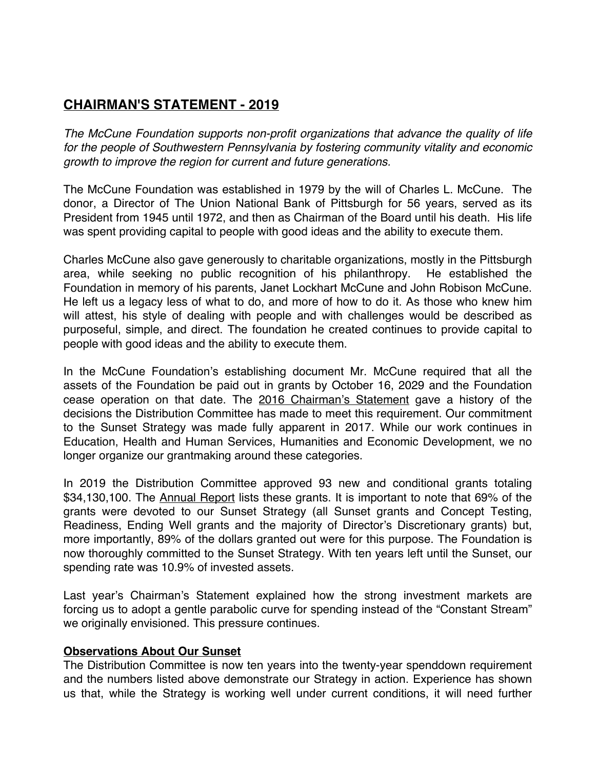## CHAIRMAN'S STATEMENT - 2019

*The McCune Foundation supports non-profit organizations that advance the quality of life for the people of Southwestern Pennsylvania by fostering community vitality and economic growth to improve the region for current and future generations.*

The McCune Foundation was established in 1979 by the will of Charles L. McCune. The donor, a Director of The Union National Bank of Pittsburgh for 56 years, served as its President from 1945 until 1972, and then as Chairman of the Board until his death. His life was spent providing capital to people with good ideas and the ability to execute them.

Charles McCune also gave generously to charitable organizations, mostly in the Pittsburgh area, while seeking no public recognition of his philanthropy. He established the Foundation in memory of his parents, Janet Lockhart McCune and John Robison McCune. He left us a legacy less of what to do, and more of how to do it. As those who knew him will attest, his style of dealing with people and with challenges would be described as purposeful, simple, and direct. The foundation he created continues to provide capital to people with good ideas and the ability to execute them.

In the McCune Foundation's establishing document Mr. McCune required that all the assets of the Foundation be paid out in grants by October 16, 2029 and the Foundation cease operation on that date. The 2016 Chairman's Statement gave a history of the decisions the Distribution Committee has made to meet this requirement. Our commitment to the Sunset Strategy was made fully apparent in 2017. While our work continues in Education, Health and Human Services, Humanities and Economic Development, we no longer organize our grantmaking around these categories.

In 2019 the Distribution Committee approved 93 new and conditional grants totaling $34,130,100. The Annual Report lists these grants. It is important to note that 69% of the grants were devoted to our Sunset Strategy (all Sunset grants and Concept Testing, Readiness, Ending Well grants and the majority of Director's Discretionary grants) but, more importantly, 89% of the dollars granted out were for this purpose. The Foundation is now thoroughly committed to the Sunset Strategy. With ten years left until the Sunset, our spending rate was 10.9% of invested assets.

Last year's Chairman's Statement explained how the strong investment markets are forcing us to adopt a gentle parabolic curve for spending instead of the "Constant Stream" we originally envisioned. This pressure continues.

### Observations About Our Sunset

The Distribution Committee is now ten years into the twenty-year spenddown requirement and the numbers listed above demonstrate our Strategy in action. Experience has shown us that, while the Strategy is working well under current conditions, it will need further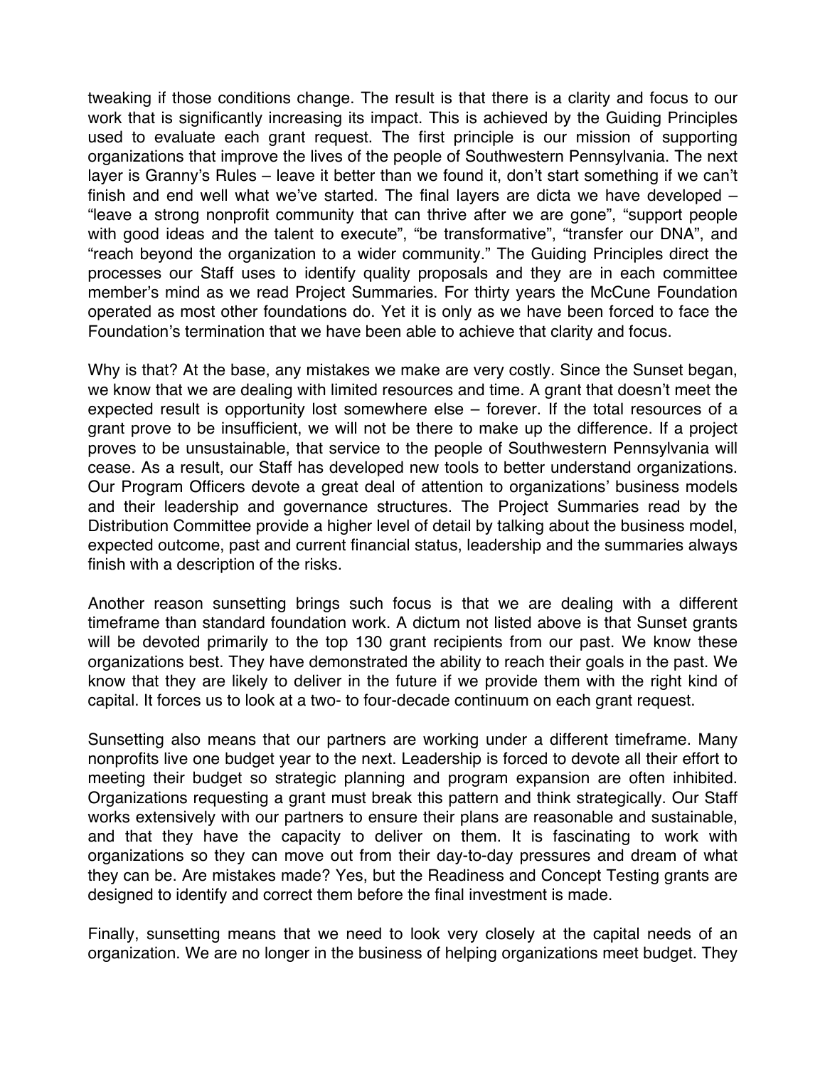tweaking if those conditions change. The result is that there is a clarity and focus to our work that is significantly increasing its impact. This is achieved by the Guiding Principles used to evaluate each grant request. The first principle is our mission of supporting organizations that improve the lives of the people of Southwestern Pennsylvania. The next layer is Granny's Rules – leave it better than we found it, don't start something if we can't finish and end well what we've started. The final layers are dicta we have developed – "leave a strong nonprofit community that can thrive after we are gone", "support people with good ideas and the talent to execute", "be transformative", "transfer our DNA", and "reach beyond the organization to a wider community." The Guiding Principles direct the processes our Staff uses to identify quality proposals and they are in each committee member's mind as we read Project Summaries. For thirty years the McCune Foundation operated as most other foundations do. Yet it is only as we have been forced to face the Foundation's termination that we have been able to achieve that clarity and focus.

Why is that? At the base, any mistakes we make are very costly. Since the Sunset began, we know that we are dealing with limited resources and time. A grant that doesn't meet the expected result is opportunity lost somewhere else – forever. If the total resources of a grant prove to be insufficient, we will not be there to make up the difference. If a project proves to be unsustainable, that service to the people of Southwestern Pennsylvania will cease. As a result, our Staff has developed new tools to better understand organizations. Our Program Officers devote a great deal of attention to organizations' business models and their leadership and governance structures. The Project Summaries read by the Distribution Committee provide a higher level of detail by talking about the business model, expected outcome, past and current financial status, leadership and the summaries always finish with a description of the risks.

Another reason sunsetting brings such focus is that we are dealing with a different timeframe than standard foundation work. A dictum not listed above is that Sunset grants will be devoted primarily to the top 130 grant recipients from our past. We know these organizations best. They have demonstrated the ability to reach their goals in the past. We know that they are likely to deliver in the future if we provide them with the right kind of capital. It forces us to look at a two- to four-decade continuum on each grant request.

Sunsetting also means that our partners are working under a different timeframe. Many nonprofits live one budget year to the next. Leadership is forced to devote all their effort to meeting their budget so strategic planning and program expansion are often inhibited. Organizations requesting a grant must break this pattern and think strategically. Our Staff works extensively with our partners to ensure their plans are reasonable and sustainable, and that they have the capacity to deliver on them. It is fascinating to work with organizations so they can move out from their day-to-day pressures and dream of what they can be. Are mistakes made? Yes, but the Readiness and Concept Testing grants are designed to identify and correct them before the final investment is made.

Finally, sunsetting means that we need to look very closely at the capital needs of an organization. We are no longer in the business of helping organizations meet budget. They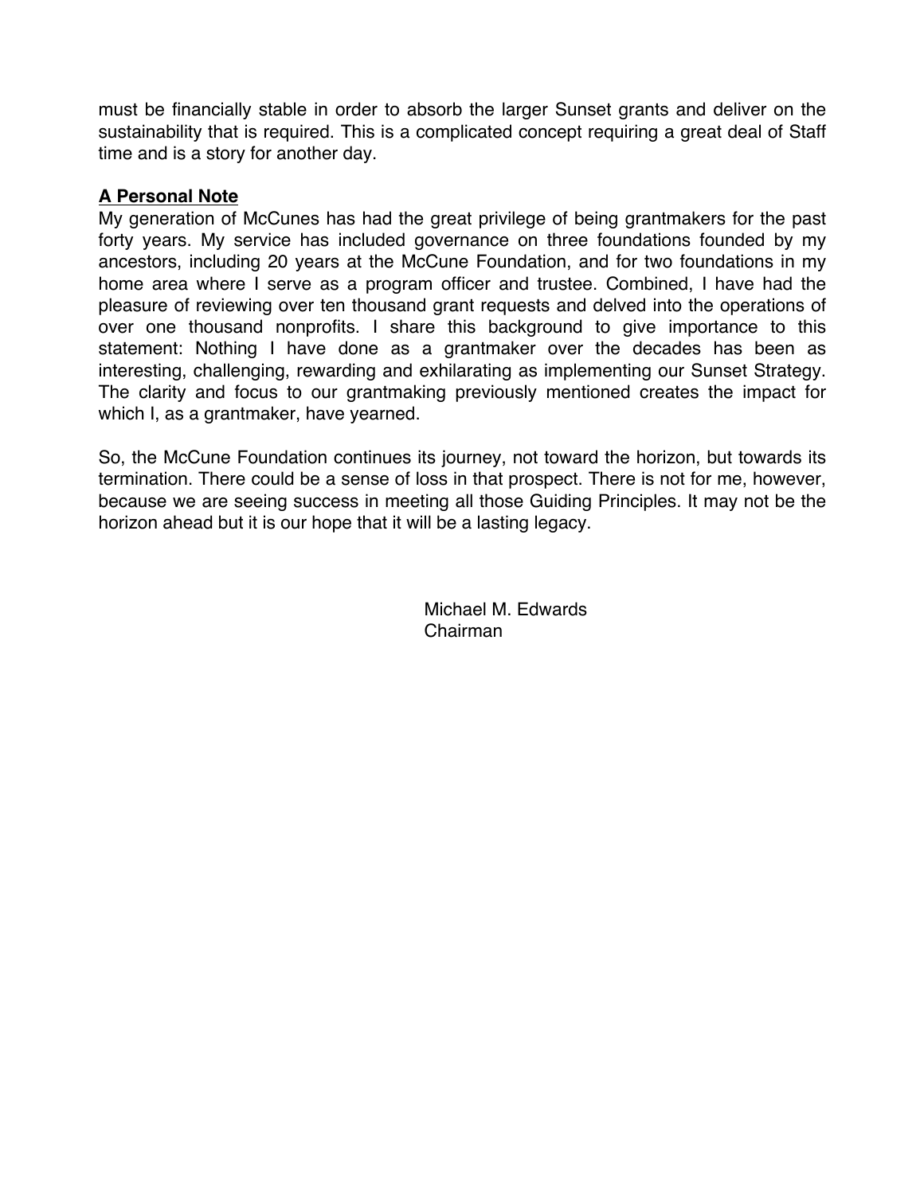must be financially stable in order to absorb the larger Sunset grants and deliver on the sustainability that is required. This is a complicated concept requiring a great deal of Staff time and is a story for another day.

**<u>A Personal Note</u>**

My generation of McCunes has had the great privilege of being grantmakers for the past forty years. My service has included governance on three foundations founded by my ancestors, including 20 years at the McCune Foundation, and for two foundations in my home area where I serve as a program officer and trustee. Combined, I have had the pleasure of reviewing over ten thousand grant requests and delved into the operations of over one thousand nonprofits. I share this background to give importance to this statement: Nothing I have done as a grantmaker over the decades has been as interesting, challenging, rewarding and exhilarating as implementing our Sunset Strategy. The clarity and focus to our grantmaking previously mentioned creates the impact for which I, as a grantmaker, have yearned.

So, the McCune Foundation continues its journey, not toward the horizon, but towards its termination. There could be a sense of loss in that prospect. There is not for me, however, because we are seeing success in meeting all those Guiding Principles. It may not be the horizon ahead but it is our hope that it will be a lasting legacy.

Michael M. Edwards
Chairman